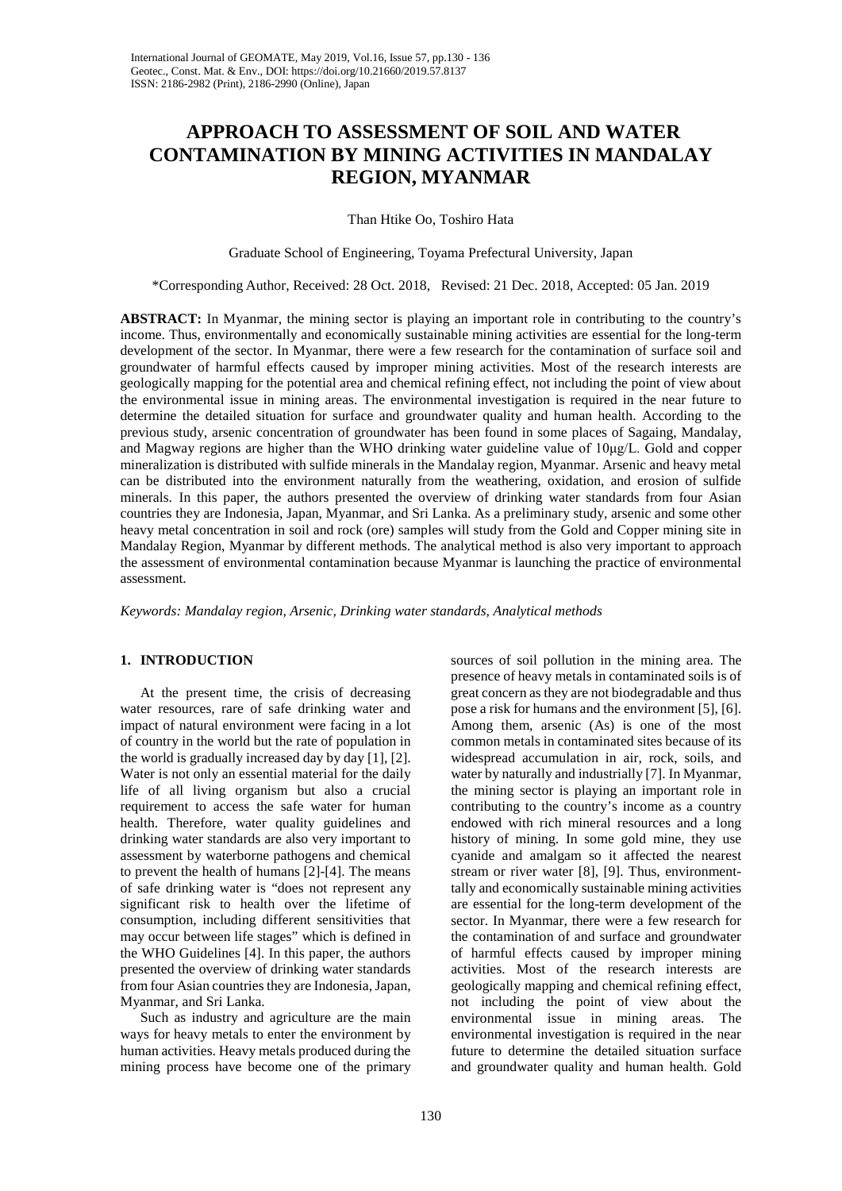# APPROACH TO ASSESSMENT OF SOIL AND WATER CONTAMINATION BY MINING ACTIVITIES IN MANDALAY REGION, MYANMAR

Than Htike Oo, Toshiro Hata

Graduate School of Engineering, Toyama Prefectural University, Japan

*Corresponding Author, Received: 28 Oct. 2018, Revised: 21 Dec. 2018, Accepted: 05 Jan. 2019

**ABSTRACT:** In Myanmar, the mining sector is playing an important role in contributing to the country's income. Thus, environmentally and economically sustainable mining activities are essential for the long-term development of the sector. In Myanmar, there were a few research for the contamination of surface soil and groundwater of harmful effects caused by improper mining activities. Most of the research interests are geologically mapping for the potential area and chemical refining effect, not including the point of view about the environmental issue in mining areas. The environmental investigation is required in the near future to determine the detailed situation for surface and groundwater quality and human health. According to the previous study, arsenic concentration of groundwater has been found in some places of Sagaing, Mandalay, and Magway regions are higher than the WHO drinking water guideline value of 10μg/L. Gold and copper mineralization is distributed with sulfide minerals in the Mandalay region, Myanmar. Arsenic and heavy metal can be distributed into the environment naturally from the weathering, oxidation, and erosion of sulfide minerals. In this paper, the authors presented the overview of drinking water standards from four Asian countries they are Indonesia, Japan, Myanmar, and Sri Lanka. As a preliminary study, arsenic and some other heavy metal concentration in soil and rock (ore) samples will study from the Gold and Copper mining site in Mandalay Region, Myanmar by different methods. The analytical method is also very important to approach the assessment of environmental contamination because Myanmar is launching the practice of environmental assessment.

*Keywords: Mandalay region, Arsenic, Drinking water standards, Analytical methods*

## 1. INTRODUCTION

At the present time, the crisis of decreasing water resources, rare of safe drinking water and impact of natural environment were facing in a lot of country in the world but the rate of population in the world is gradually increased day by day [1], [2]. Water is not only an essential material for the daily life of all living organism but also a crucial requirement to access the safe water for human health. Therefore, water quality guidelines and drinking water standards are also very important to assessment by waterborne pathogens and chemical to prevent the health of humans [2]-[4]. The means of safe drinking water is "does not represent any significant risk to health over the lifetime of consumption, including different sensitivities that may occur between life stages" which is defined in the WHO Guidelines [4]. In this paper, the authors presented the overview of drinking water standards from four Asian countries they are Indonesia, Japan, Myanmar, and Sri Lanka.

Such as industry and agriculture are the main ways for heavy metals to enter the environment by human activities. Heavy metals produced during the mining process have become one of the primary sources of soil pollution in the mining area. The presence of heavy metals in contaminated soils is of great concern as they are not biodegradable and thus pose a risk for humans and the environment [5], [6]. Among them, arsenic (As) is one of the most common metals in contaminated sites because of its widespread accumulation in air, rock, soils, and water by naturally and industrially [7]. In Myanmar, the mining sector is playing an important role in contributing to the country's income as a country endowed with rich mineral resources and a long history of mining. In some gold mine, they use cyanide and amalgam so it affected the nearest stream or river water [8], [9]. Thus, environmentally and economically sustainable mining activities are essential for the long-term development of the sector. In Myanmar, there were a few research for the contamination of and surface and groundwater of harmful effects caused by improper mining activities. Most of the research interests are geologically mapping and chemical refining effect, not including the point of view about the environmental issue in mining areas. The environmental investigation is required in the near future to determine the detailed situation surface and groundwater quality and human health. Gold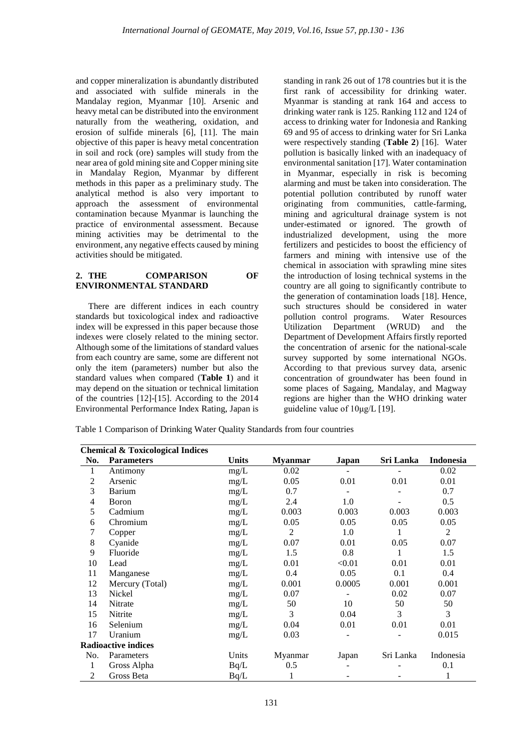and copper mineralization is abundantly distributed and associated with sulfide minerals in the Mandalay region, Myanmar [10]. Arsenic and heavy metal can be distributed into the environment naturally from the weathering, oxidation, and erosion of sulfide minerals [6], [11]. The main objective of this paper is heavy metal concentration in soil and rock (ore) samples will study from the near area of gold mining site and Copper mining site in Mandalay Region, Myanmar by different methods in this paper as a preliminary study. The analytical method is also very important to approach the assessment of environmental contamination because Myanmar is launching the practice of environmental assessment. Because mining activities may be detrimental to the environment, any negative effects caused by mining activities should be mitigated.

## 2. THE COMPARISON OF ENVIRONMENTAL STANDARD

There are different indices in each country standards but toxicological index and radioactive index will be expressed in this paper because those indexes were closely related to the mining sector. Although some of the limitations of standard values from each country are same, some are different not only the item (parameters) number but also the standard values when compared (**Table 1**) and it may depend on the situation or technical limitation of the countries [12]-[15]. According to the 2014 Environmental Performance Index Rating, Japan is standing in rank 26 out of 178 countries but it is the first rank of accessibility for drinking water. Myanmar is standing at rank 164 and access to drinking water rank is 125. Ranking 112 and 124 of access to drinking water for Indonesia and Ranking 69 and 95 of access to drinking water for Sri Lanka were respectively standing (**Table 2**) [16]. Water pollution is basically linked with an inadequacy of environmental sanitation [17]. Water contamination in Myanmar, especially in risk is becoming alarming and must be taken into consideration. The potential pollution contributed by runoff water originating from communities, cattle-farming, mining and agricultural drainage system is not under-estimated or ignored. The growth of industrialized development, using the more fertilizers and pesticides to boost the efficiency of farmers and mining with intensive use of the chemical in association with sprawling mine sites the introduction of losing technical systems in the country are all going to significantly contribute to the generation of contamination loads [18]. Hence, such structures should be considered in water pollution control programs. Water Resources Utilization Department (WRUD) and the Department of Development Affairs firstly reported the concentration of arsenic for the national-scale survey supported by some international NGOs. According to that previous survey data, arsenic concentration of groundwater has been found in some places of Sagaing, Mandalay, and Magway regions are higher than the WHO drinking water guideline value of 10µg/L [19].

Table 1 Comparison of Drinking Water Quality Standards from four countries

| **Chemical & Toxicological Indices** | | | | | | |
|---|---|---|---|---|---|---|
| **No.** | **Parameters** | **Units** | **Myanmar** | **Japan** | **Sri Lanka** | **Indonesia** |
| 1 | Antimony | mg/L | 0.02 | - | - | 0.02 |
| 2 | Arsenic | mg/L | 0.05 | 0.01 | 0.01 | 0.01 |
| 3 | Barium | mg/L | 0.7 | - | - | 0.7 |
| 4 | Boron | mg/L | 2.4 | 1.0 | - | 0.5 |
| 5 | Cadmium | mg/L | 0.003 | 0.003 | 0.003 | 0.003 |
| 6 | Chromium | mg/L | 0.05 | 0.05 | 0.05 | 0.05 |
| 7 | Copper | mg/L | 2 | 1.0 | 1 | 2 |
| 8 | Cyanide | mg/L | 0.07 | 0.01 | 0.05 | 0.07 |
| 9 | Fluoride | mg/L | 1.5 | 0.8 | 1 | 1.5 |
| 10 | Lead | mg/L | 0.01 | <0.01 | 0.01 | 0.01 |
| 11 | Manganese | mg/L | 0.4 | 0.05 | 0.1 | 0.4 |
| 12 | Mercury (Total) | mg/L | 0.001 | 0.0005 | 0.001 | 0.001 |
| 13 | Nickel | mg/L | 0.07 | - | 0.02 | 0.07 |
| 14 | Nitrate | mg/L | 50 | 10 | 50 | 50 |
| 15 | Nitrite | mg/L | 3 | 0.04 | 3 | 3 |
| 16 | Selenium | mg/L | 0.04 | 0.01 | 0.01 | 0.01 |
| 17 | Uranium | mg/L | 0.03 | - | - | 0.015 |
| **Radioactive indices** | | | | | | |
| No. | Parameters | Units | Myanmar | Japan | Sri Lanka | Indonesia |
| 1 | Gross Alpha | Bq/L | 0.5 | - | - | 0.1 |
| 2 | Gross Beta | Bq/L | 1 | - | - | 1 |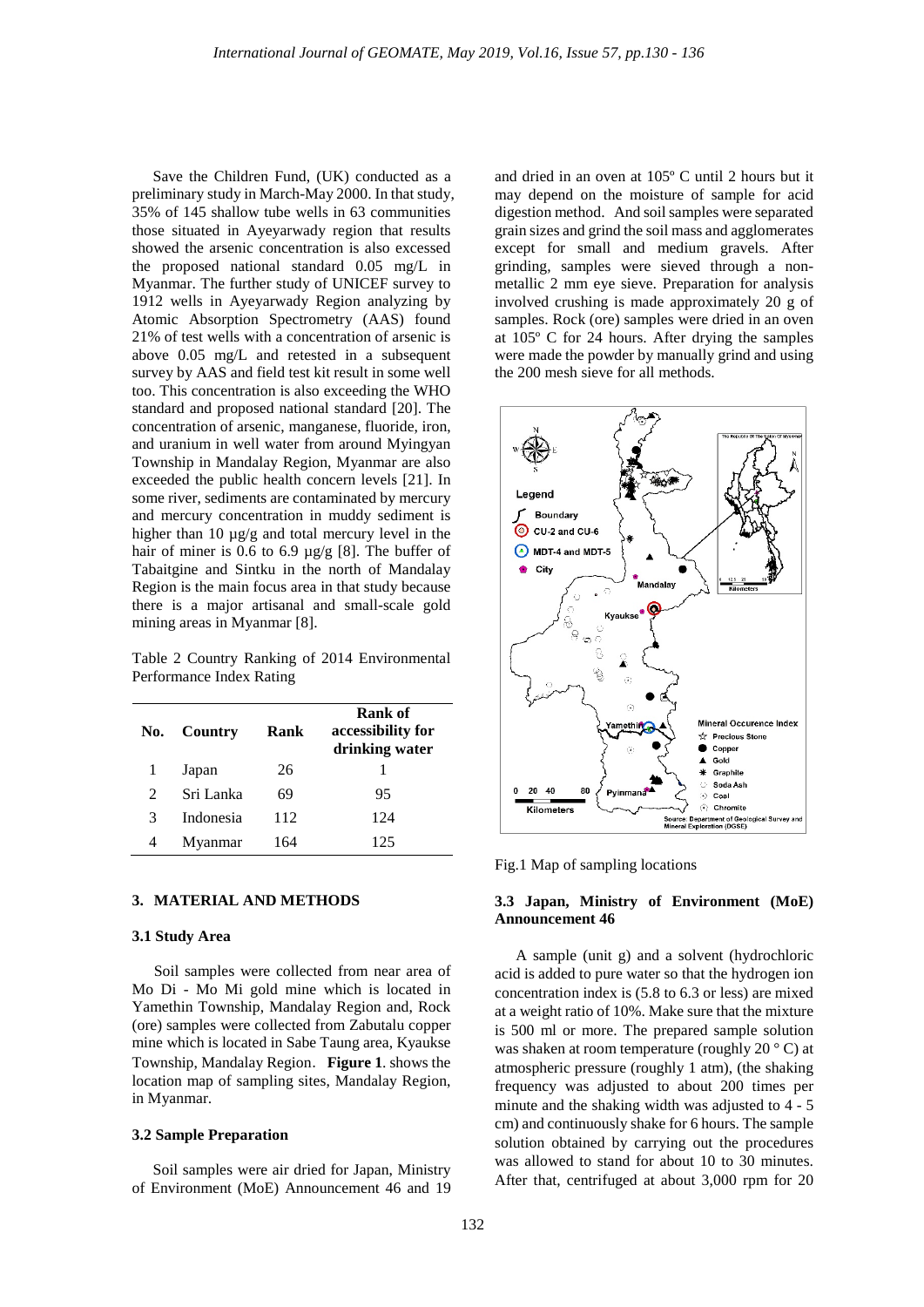Save the Children Fund, (UK) conducted as a preliminary study in March-May 2000. In that study, 35% of 145 shallow tube wells in 63 communities those situated in Ayeyarwady region that results showed the arsenic concentration is also excessed the proposed national standard 0.05 mg/L in Myanmar. The further study of UNICEF survey to 1912 wells in Ayeyarwady Region analyzing by Atomic Absorption Spectrometry (AAS) found 21% of test wells with a concentration of arsenic is above 0.05 mg/L and retested in a subsequent survey by AAS and field test kit result in some well too. This concentration is also exceeding the WHO standard and proposed national standard [20]. The concentration of arsenic, manganese, fluoride, iron, and uranium in well water from around Myingyan Township in Mandalay Region, Myanmar are also exceeded the public health concern levels [21]. In some river, sediments are contaminated by mercury and mercury concentration in muddy sediment is higher than 10 µg/g and total mercury level in the hair of miner is 0.6 to 6.9 µg/g [8]. The buffer of Tabaitgine and Sintku in the north of Mandalay Region is the main focus area in that study because there is a major artisanal and small-scale gold mining areas in Myanmar [8].

Table 2 Country Ranking of 2014 Environmental Performance Index Rating

| No. | Country | Rank | Rank of accessibility for drinking water |
|---|---|---|---|
| 1 | Japan | 26 | 1 |
| 2 | Sri Lanka | 69 | 95 |
| 3 | Indonesia | 112 | 124 |
| 4 | Myanmar | 164 | 125 |

## 3. MATERIAL AND METHODS

### 3.1 Study Area

Soil samples were collected from near area of Mo Di - Mo Mi gold mine which is located in Yamethin Township, Mandalay Region and, Rock (ore) samples were collected from Zabutalu copper mine which is located in Sabe Taung area, Kyaukse Township, Mandalay Region. **Figure 1**. shows the location map of sampling sites, Mandalay Region, in Myanmar.

### 3.2 Sample Preparation

Soil samples were air dried for Japan, Ministry of Environment (MoE) Announcement 46 and 19 and dried in an oven at 105º C until 2 hours but it may depend on the moisture of sample for acid digestion method. And soil samples were separated grain sizes and grind the soil mass and agglomerates except for small and medium gravels. After grinding, samples were sieved through a non-metallic 2 mm eye sieve. Preparation for analysis involved crushing is made approximately 20 g of samples. Rock (ore) samples were dried in an oven at 105º C for 24 hours. After drying the samples were made the powder by manually grind and using the 200 mesh sieve for all methods.

Fig.1 Map of sampling locations

### 3.3 Japan, Ministry of Environment (MoE) Announcement 46

A sample (unit g) and a solvent (hydrochloric acid is added to pure water so that the hydrogen ion concentration index is (5.8 to 6.3 or less) are mixed at a weight ratio of 10%. Make sure that the mixture is 500 ml or more. The prepared sample solution was shaken at room temperature (roughly 20 ° C) at atmospheric pressure (roughly 1 atm), (the shaking frequency was adjusted to about 200 times per minute and the shaking width was adjusted to 4 - 5 cm) and continuously shake for 6 hours. The sample solution obtained by carrying out the procedures was allowed to stand for about 10 to 30 minutes. After that, centrifuged at about 3,000 rpm for 20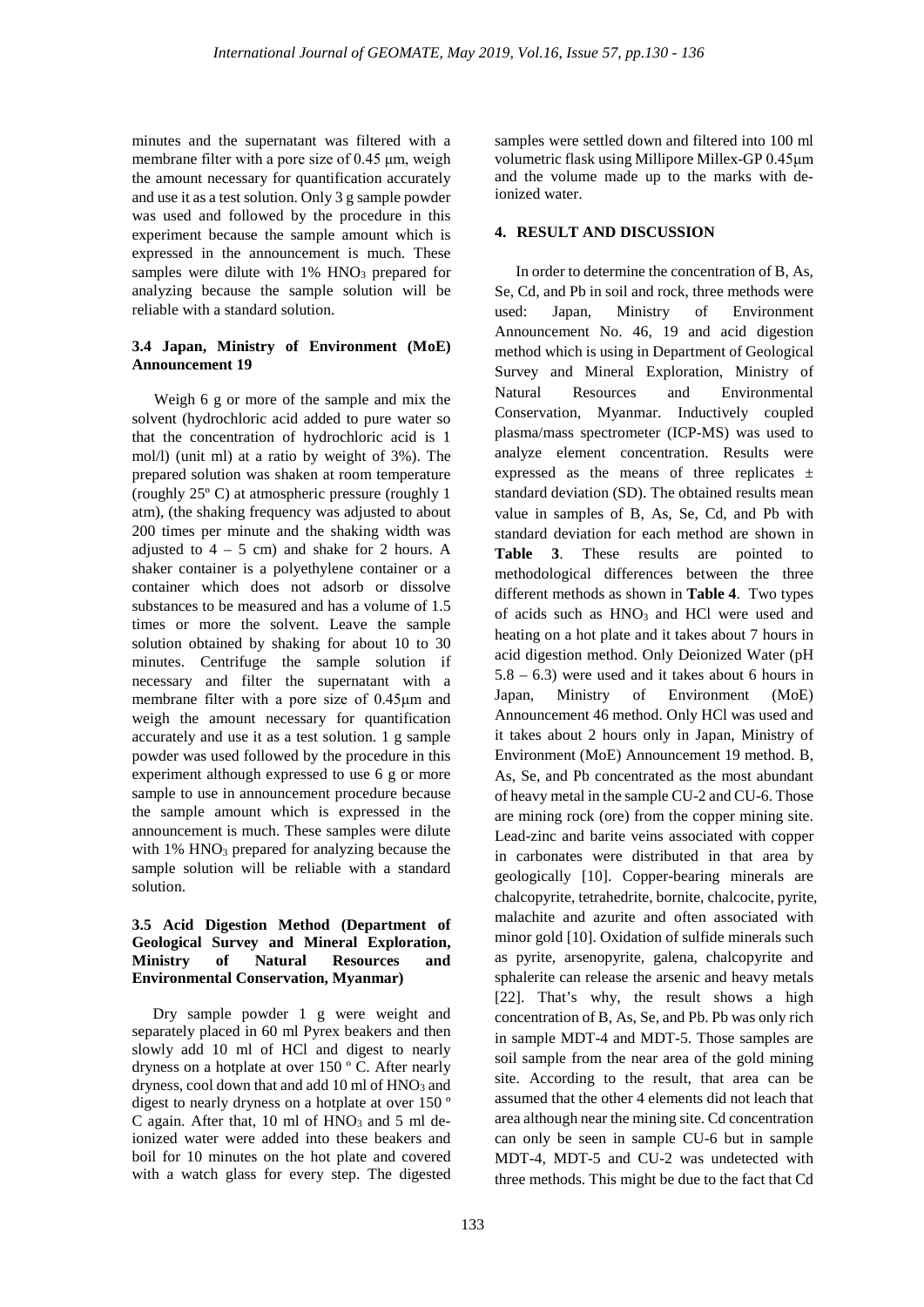minutes and the supernatant was filtered with a membrane filter with a pore size of 0.45 μm, weigh the amount necessary for quantification accurately and use it as a test solution. Only 3 g sample powder was used and followed by the procedure in this experiment because the sample amount which is expressed in the announcement is much. These samples were dilute with 1% $HNO_3$ prepared for analyzing because the sample solution will be reliable with a standard solution.

### 3.4 Japan, Ministry of Environment (MoE) Announcement 19

Weigh 6 g or more of the sample and mix the solvent (hydrochloric acid added to pure water so that the concentration of hydrochloric acid is 1 mol/l) (unit ml) at a ratio by weight of 3%). The prepared solution was shaken at room temperature (roughly 25º C) at atmospheric pressure (roughly 1 atm), (the shaking frequency was adjusted to about 200 times per minute and the shaking width was adjusted to 4 – 5 cm) and shake for 2 hours. A shaker container is a polyethylene container or a container which does not adsorb or dissolve substances to be measured and has a volume of 1.5 times or more the solvent. Leave the sample solution obtained by shaking for about 10 to 30 minutes. Centrifuge the sample solution if necessary and filter the supernatant with a membrane filter with a pore size of 0.45μm and weigh the amount necessary for quantification accurately and use it as a test solution. 1 g sample powder was used followed by the procedure in this experiment although expressed to use 6 g or more sample to use in announcement procedure because the sample amount which is expressed in the announcement is much. These samples were dilute with 1% $HNO_3$ prepared for analyzing because the sample solution will be reliable with a standard solution.

### 3.5 Acid Digestion Method (Department of Geological Survey and Mineral Exploration, Ministry of Natural Resources and Environmental Conservation, Myanmar)

Dry sample powder 1 g were weight and separately placed in 60 ml Pyrex beakers and then slowly add 10 ml of HCl and digest to nearly dryness on a hotplate at over 150 º C. After nearly dryness, cool down that and add 10 ml of $HNO_3$ and digest to nearly dryness on a hotplate at over 150 º C again. After that, 10 ml of $HNO_3$ and 5 ml de-ionized water were added into these beakers and boil for 10 minutes on the hot plate and covered with a watch glass for every step. The digested samples were settled down and filtered into 100 ml volumetric flask using Millipore Millex-GP 0.45μm and the volume made up to the marks with de-ionized water.

## 4. RESULT AND DISCUSSION

In order to determine the concentration of B, As, Se, Cd, and Pb in soil and rock, three methods were used: Japan, Ministry of Environment Announcement No. 46, 19 and acid digestion method which is using in Department of Geological Survey and Mineral Exploration, Ministry of Natural Resources and Environmental Conservation, Myanmar. Inductively coupled plasma/mass spectrometer (ICP-MS) was used to analyze element concentration. Results were expressed as the means of three replicates ± standard deviation (SD). The obtained results mean value in samples of B, As, Se, Cd, and Pb with standard deviation for each method are shown in **Table 3**. These results are pointed to methodological differences between the three different methods as shown in **Table 4**. Two types of acids such as $HNO_3$ and HCl were used and heating on a hot plate and it takes about 7 hours in acid digestion method. Only Deionized Water (pH 5.8 – 6.3) were used and it takes about 6 hours in Japan, Ministry of Environment (MoE) Announcement 46 method. Only HCl was used and it takes about 2 hours only in Japan, Ministry of Environment (MoE) Announcement 19 method. B, As, Se, and Pb concentrated as the most abundant of heavy metal in the sample CU-2 and CU-6. Those are mining rock (ore) from the copper mining site. Lead-zinc and barite veins associated with copper in carbonates were distributed in that area by geologically [10]. Copper-bearing minerals are chalcopyrite, tetrahedrite, bornite, chalcocite, pyrite, malachite and azurite and often associated with minor gold [10]. Oxidation of sulfide minerals such as pyrite, arsenopyrite, galena, chalcopyrite and sphalerite can release the arsenic and heavy metals [22]. That's why, the result shows a high concentration of B, As, Se, and Pb. Pb was only rich in sample MDT-4 and MDT-5. Those samples are soil sample from the near area of the gold mining site. According to the result, that area can be assumed that the other 4 elements did not leach that area although near the mining site. Cd concentration can only be seen in sample CU-6 but in sample MDT-4, MDT-5 and CU-2 was undetected with three methods. This might be due to the fact that Cd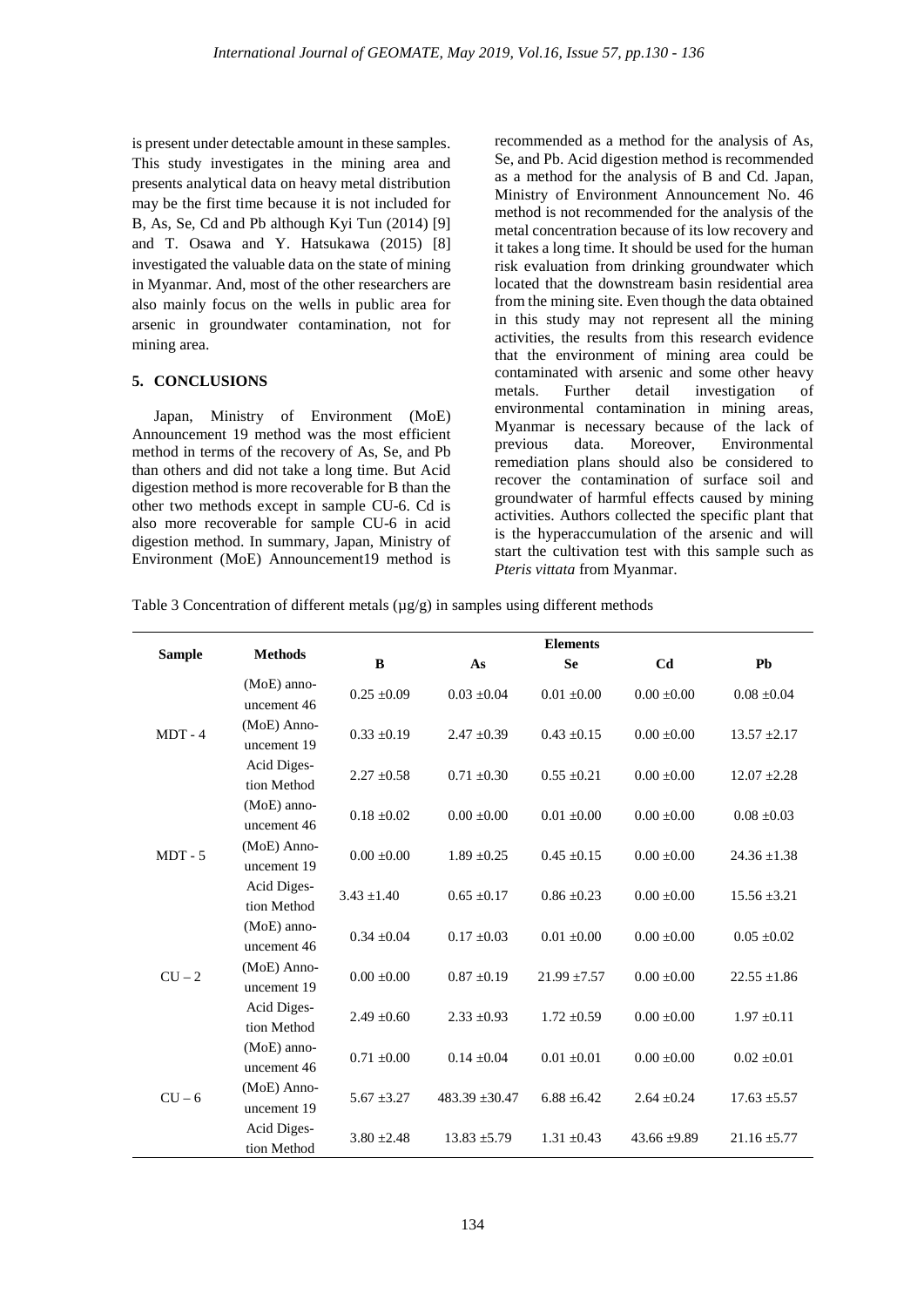is present under detectable amount in these samples. This study investigates in the mining area and presents analytical data on heavy metal distribution may be the first time because it is not included for B, As, Se, Cd and Pb although Kyi Tun (2014) [9] and T. Osawa and Y. Hatsukawa (2015) [8] investigated the valuable data on the state of mining in Myanmar. And, most of the other researchers are also mainly focus on the wells in public area for arsenic in groundwater contamination, not for mining area.

## 5. CONCLUSIONS

Japan, Ministry of Environment (MoE) Announcement 19 method was the most efficient method in terms of the recovery of As, Se, and Pb than others and did not take a long time. But Acid digestion method is more recoverable for B than the other two methods except in sample CU-6. Cd is also more recoverable for sample CU-6 in acid digestion method. In summary, Japan, Ministry of Environment (MoE) Announcement19 method is recommended as a method for the analysis of As, Se, and Pb. Acid digestion method is recommended as a method for the analysis of B and Cd. Japan, Ministry of Environment Announcement No. 46 method is not recommended for the analysis of the metal concentration because of its low recovery and it takes a long time. It should be used for the human risk evaluation from drinking groundwater which located that the downstream basin residential area from the mining site. Even though the data obtained in this study may not represent all the mining activities, the results from this research evidence that the environment of mining area could be contaminated with arsenic and some other heavy metals. Further detail investigation of environmental contamination in mining areas, Myanmar is necessary because of the lack of previous data. Moreover, Environmental remediation plans should also be considered to recover the contamination of surface soil and groundwater of harmful effects caused by mining activities. Authors collected the specific plant that is the hyperaccumulation of the arsenic and will start the cultivation test with this sample such as *Pteris vittata* from Myanmar.

Table 3 Concentration of different metals (μg/g) in samples using different methods

| Sample | Methods | Elements | | | | |
|---|---|---|---|---|---|---|
| | | B | As | Se | Cd | Pb |
| MDT - 4 | (MoE) announcement 46 | 0.25 ±0.09 | 0.03 ±0.04 | 0.01 ±0.00 | 0.00 ±0.00 | 0.08 ±0.04 |
| | (MoE) Announcement 19 | 0.33 ±0.19 | 2.47 ±0.39 | 0.43 ±0.15 | 0.00 ±0.00 | 13.57 ±2.17 |
| | Acid Digestion Method | 2.27 ±0.58 | 0.71 ±0.30 | 0.55 ±0.21 | 0.00 ±0.00 | 12.07 ±2.28 |
| MDT - 5 | (MoE) announcement 46 | 0.18 ±0.02 | 0.00 ±0.00 | 0.01 ±0.00 | 0.00 ±0.00 | 0.08 ±0.03 |
| | (MoE) Announcement 19 | 0.00 ±0.00 | 1.89 ±0.25 | 0.45 ±0.15 | 0.00 ±0.00 | 24.36 ±1.38 |
| | Acid Digestion Method | 3.43 ±1.40 | 0.65 ±0.17 | 0.86 ±0.23 | 0.00 ±0.00 | 15.56 ±3.21 |
| CU – 2 | (MoE) announcement 46 | 0.34 ±0.04 | 0.17 ±0.03 | 0.01 ±0.00 | 0.00 ±0.00 | 0.05 ±0.02 |
| | (MoE) Announcement 19 | 0.00 ±0.00 | 0.87 ±0.19 | 21.99 ±7.57 | 0.00 ±0.00 | 22.55 ±1.86 |
| | Acid Digestion Method | 2.49 ±0.60 | 2.33 ±0.93 | 1.72 ±0.59 | 0.00 ±0.00 | 1.97 ±0.11 |
| CU – 6 | (MoE) announcement 46 | 0.71 ±0.00 | 0.14 ±0.04 | 0.01 ±0.01 | 0.00 ±0.00 | 0.02 ±0.01 |
| | (MoE) Announcement 19 | 5.67 ±3.27 | 483.39 ±30.47 | 6.88 ±6.42 | 2.64 ±0.24 | 17.63 ±5.57 |
| | Acid Digestion Method | 3.80 ±2.48 | 13.83 ±5.79 | 1.31 ±0.43 | 43.66 ±9.89 | 21.16 ±5.77 |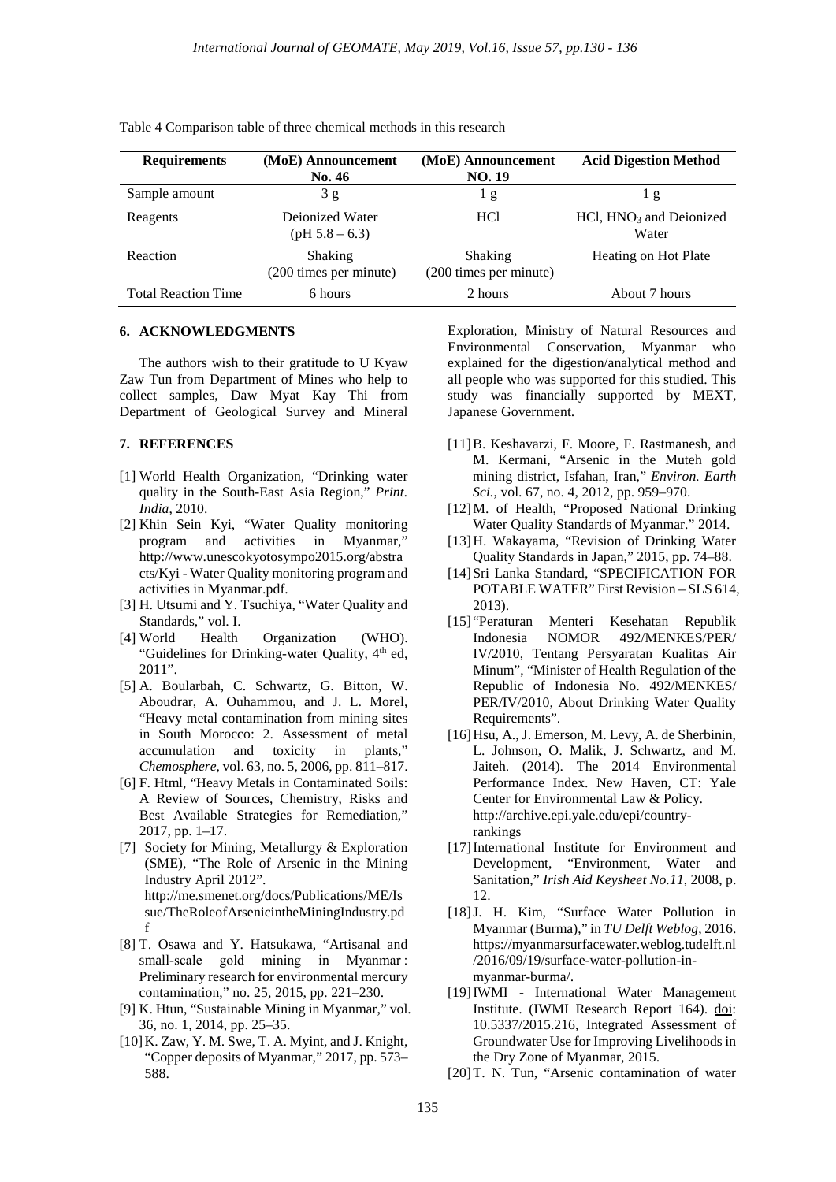Table 4 Comparison table of three chemical methods in this research

| Requirements | (MoE) Announcement No. 46 | (MoE) Announcement NO. 19 | Acid Digestion Method |
|---|---|---|---|
| Sample amount | 3 g | 1 g | 1 g |
| Reagents | Deionized Water (pH 5.8 – 6.3) | HCl | HCl, $HNO_3$ and Deionized Water |
| Reaction | Shaking (200 times per minute) | Shaking (200 times per minute) | Heating on Hot Plate |
| Total Reaction Time | 6 hours | 2 hours | About 7 hours |

## 6. ACKNOWLEDGMENTS

The authors wish to their gratitude to U Kyaw Zaw Tun from Department of Mines who help to collect samples, Daw Myat Kay Thi from Department of Geological Survey and Mineral Exploration, Ministry of Natural Resources and Environmental Conservation, Myanmar who explained for the digestion/analytical method and all people who was supported for this studied. This study was financially supported by MEXT, Japanese Government.

## 7. REFERENCES

[1] World Health Organization, "Drinking water quality in the South-East Asia Region," *Print. India*, 2010.

[2] Khin Sein Kyi, "Water Quality monitoring program and activities in Myanmar," http://www.unescokyotosympo2015.org/abstracts/Kyi - Water Quality monitoring program and activities in Myanmar.pdf.

[3] H. Utsumi and Y. Tsuchiya, "Water Quality and Standards," vol. I.

[4] World Health Organization (WHO). "Guidelines for Drinking-water Quality, 4th ed, 2011".

[5] A. Boularbah, C. Schwartz, G. Bitton, W. Aboudrar, A. Ouhammou, and J. L. Morel, "Heavy metal contamination from mining sites in South Morocco: 2. Assessment of metal accumulation and toxicity in plants," *Chemosphere*, vol. 63, no. 5, 2006, pp. 811–817.

[6] F. Html, "Heavy Metals in Contaminated Soils: A Review of Sources, Chemistry, Risks and Best Available Strategies for Remediation," 2017, pp. 1–17.

[7] Society for Mining, Metallurgy & Exploration (SME), "The Role of Arsenic in the Mining Industry April 2012". http://me.smenet.org/docs/Publications/ME/Issue/TheRoleofArsenicintheMiningIndustry.pdf

[8] T. Osawa and Y. Hatsukawa, "Artisanal and small-scale gold mining in Myanmar : Preliminary research for environmental mercury contamination," no. 25, 2015, pp. 221–230.

[9] K. Htun, "Sustainable Mining in Myanmar," vol. 36, no. 1, 2014, pp. 25–35.

[10] K. Zaw, Y. M. Swe, T. A. Myint, and J. Knight, "Copper deposits of Myanmar," 2017, pp. 573–588.

[11] B. Keshavarzi, F. Moore, F. Rastmanesh, and M. Kermani, "Arsenic in the Muteh gold mining district, Isfahan, Iran," *Environ. Earth Sci.*, vol. 67, no. 4, 2012, pp. 959–970.

[12] M. of Health, "Proposed National Drinking Water Quality Standards of Myanmar." 2014.

[13] H. Wakayama, "Revision of Drinking Water Quality Standards in Japan," 2015, pp. 74–88.

[14] Sri Lanka Standard, "SPECIFICATION FOR POTABLE WATER" First Revision – SLS 614, 2013).

[15] "Peraturan Menteri Kesehatan Republik Indonesia NOMOR 492/MENKES/PER/IV/2010, Tentang Persyaratan Kualitas Air Minum", "Minister of Health Regulation of the Republic of Indonesia No. 492/MENKES/PER/IV/2010, About Drinking Water Quality Requirements".

[16] Hsu, A., J. Emerson, M. Levy, A. de Sherbinin, L. Johnson, O. Malik, J. Schwartz, and M. Jaiteh. (2014). The 2014 Environmental Performance Index. New Haven, CT: Yale Center for Environmental Law & Policy. http://archive.epi.yale.edu/epi/country-rankings

[17] International Institute for Environment and Development, "Environment, Water and Sanitation," *Irish Aid Keysheet No.11*, 2008, p. 12.

[18] J. H. Kim, "Surface Water Pollution in Myanmar (Burma)," in *TU Delft Weblog*, 2016. https://myanmarsurfacewater.weblog.tudelft.nl/2016/09/19/surface-water-pollution-in-myanmar-burma/.

[19] IWMI - International Water Management Institute. (IWMI Research Report 164). doi: 10.5337/2015.216, Integrated Assessment of Groundwater Use for Improving Livelihoods in the Dry Zone of Myanmar, 2015.

[20] T. N. Tun, "Arsenic contamination of water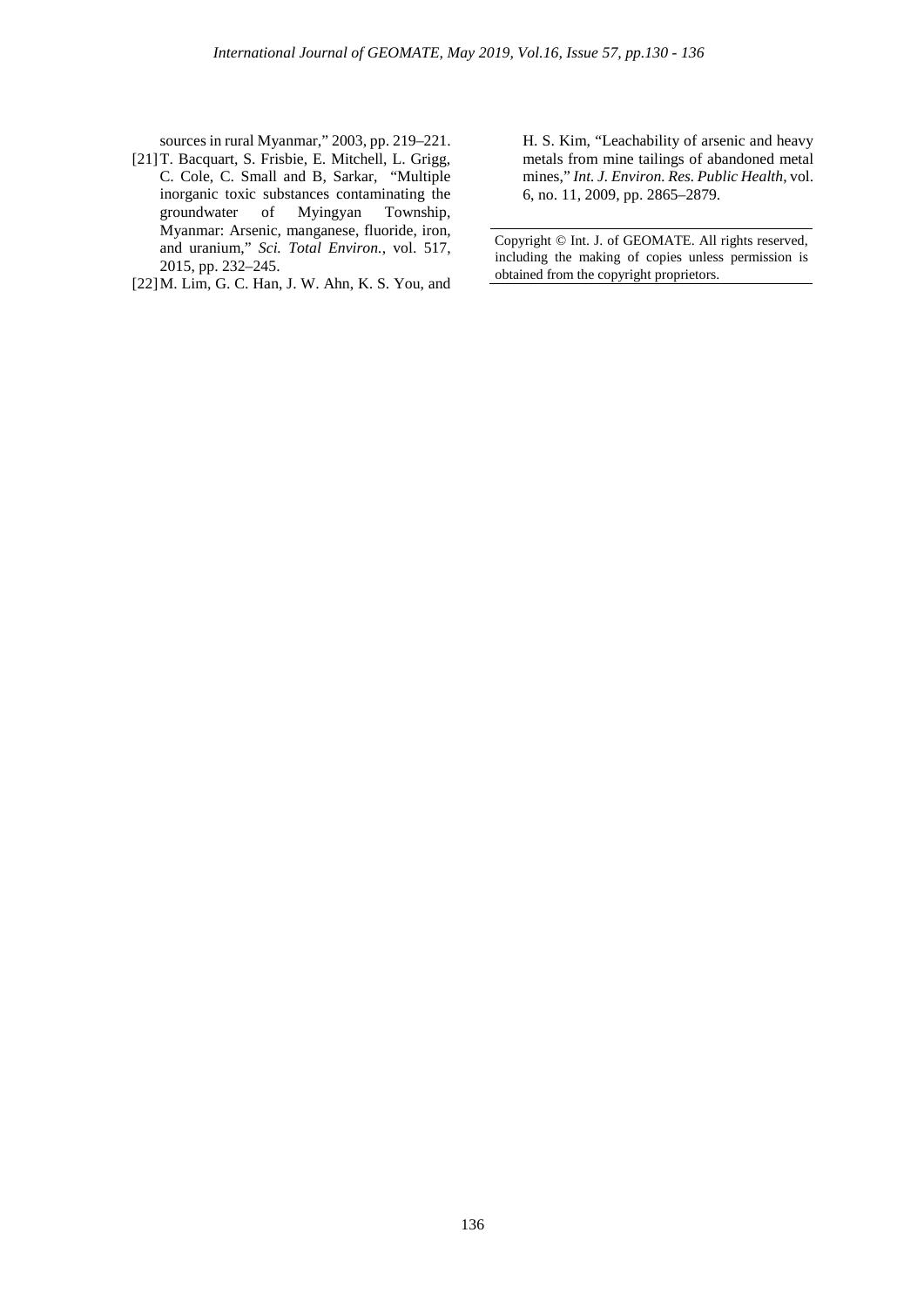sources in rural Myanmar," 2003, pp. 219–221.

[21] T. Bacquart, S. Frisbie, E. Mitchell, L. Grigg, C. Cole, C. Small and B, Sarkar, "Multiple inorganic toxic substances contaminating the groundwater of Myingyan Township, Myanmar: Arsenic, manganese, fluoride, iron, and uranium," *Sci. Total Environ.*, vol. 517, 2015, pp. 232–245.

[22] M. Lim, G. C. Han, J. W. Ahn, K. S. You, and H. S. Kim, "Leachability of arsenic and heavy metals from mine tailings of abandoned metal mines," *Int. J. Environ. Res. Public Health*, vol. 6, no. 11, 2009, pp. 2865–2879.

---

Copyright © Int. J. of GEOMATE. All rights reserved, including the making of copies unless permission is obtained from the copyright proprietors.